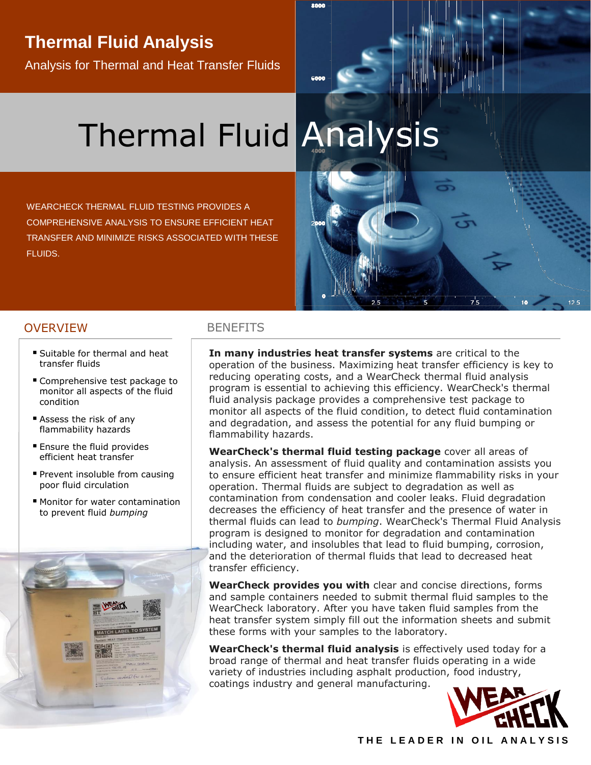# Thermal Fluid Analysis

Analysis for Thermal and Heat Transfer Fluids

## Thermal Fluid Analysis

WEARCHECK THERMAL FLUID TESTING PROVIDES A COMPREHENSIVE ANALYSIS TO ENSURE EFFICIENT HEAT TRANSFER AND MINIMIZE RISKS ASSOCIATED WITH THESE FLUIDS.

## OVERVIEW

- Suitable for thermal and heat transfer fluids
- Comprehensive test package to monitor all aspects of the fluid condition
- Assess the risk of any flammability hazards
- Ensure the fluid provides efficient heat transfer
- Prevent insoluble from causing poor fluid circulation
- Monitor for water contamination to prevent fluid *bumping*

## BENEFITS

**In many industries heat transfer systems** are critical to the operation of the business. Maximizing heat transfer efficiency is key to reducing operating costs, and a WearCheck thermal fluid analysis program is essential to achieving this efficiency. WearCheck's thermal fluid analysis package provides a comprehensive test package to monitor all aspects of the fluid condition, to detect fluid contamination and degradation, and assess the potential for any fluid bumping or flammability hazards.

**WearCheck's thermal fluid testing package** cover all areas of analysis. An assessment of fluid quality and contamination assists you to ensure efficient heat transfer and minimize flammability risks in your operation. Thermal fluids are subject to degradation as well as contamination from condensation and cooler leaks. Fluid degradation decreases the efficiency of heat transfer and the presence of water in thermal fluids can lead to *bumping*. WearCheck's Thermal Fluid Analysis program is designed to monitor for degradation and contamination including water, and insolubles that lead to fluid bumping, corrosion, and the deterioration of thermal fluids that lead to decreased heat transfer efficiency.

**WearCheck provides you with** clear and concise directions, forms and sample containers needed to submit thermal fluid samples to the WearCheck laboratory. After you have taken fluid samples from the heat transfer system simply fill out the information sheets and submit these forms with your samples to the laboratory.

**WearCheck's thermal fluid analysis** is effectively used today for a broad range of thermal and heat transfer fluids operating in a wide variety of industries including asphalt production, food industry, coatings industry and general manufacturing.

WEAR CHECK

THE LEADER IN OIL ANALYSIS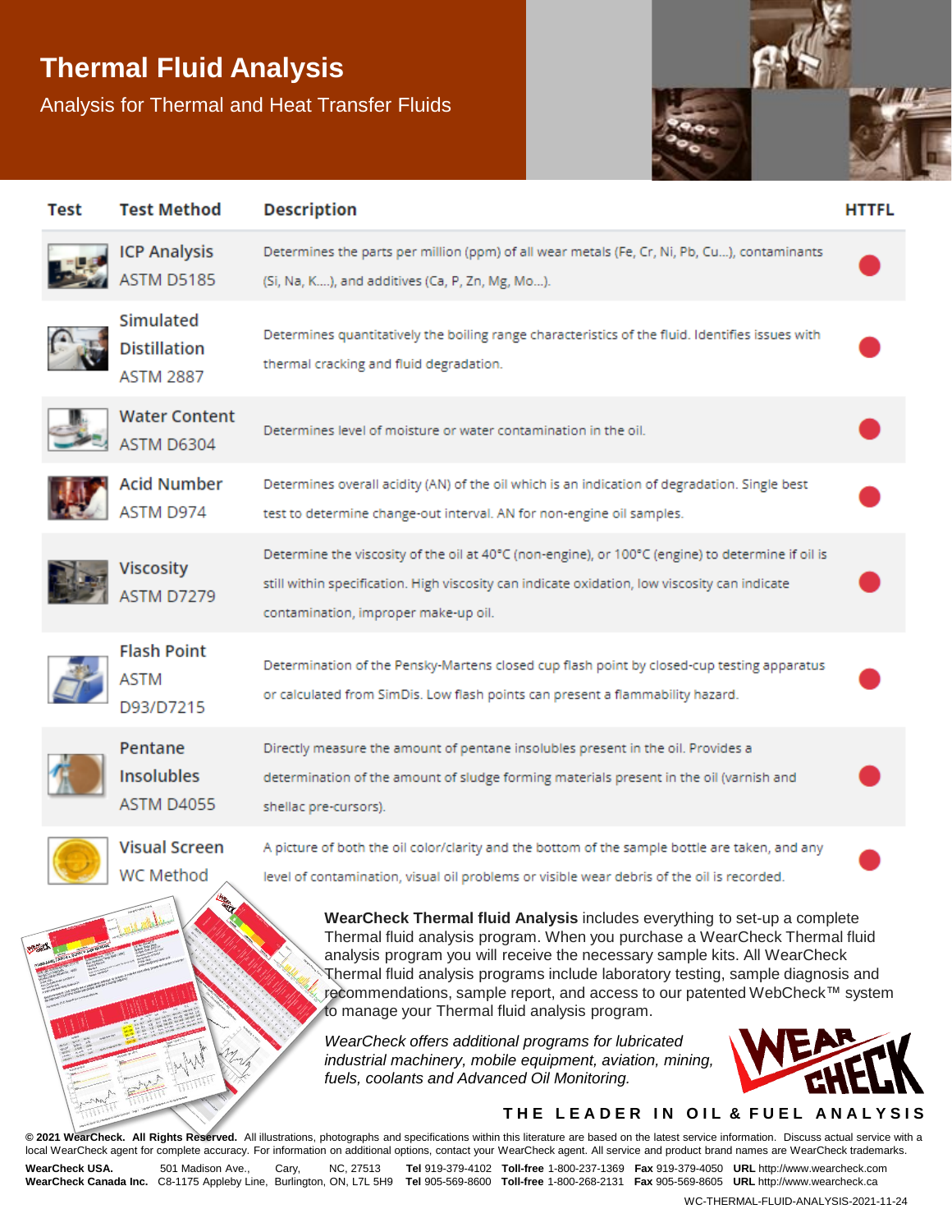# Thermal Fluid Analysis

Analysis for Thermal and Heat Transfer Fluids

| Test | Test Method | Description | HTTFL |
|---|---|---|---|
| | ICP Analysis ASTM D5185 | Determines the parts per million (ppm) of all wear metals (Fe, Cr, Ni, Pb, Cu...), contaminants (Si, Na, K....), and additives (Ca, P, Zn, Mg, Mo...). | ● |
| | Simulated Distillation ASTM 2887 | Determines quantitatively the boiling range characteristics of the fluid. Identifies issues with thermal cracking and fluid degradation. | ● |
| | Water Content ASTM D6304 | Determines level of moisture or water contamination in the oil. | ● |
| | Acid Number ASTM D974 | Determines overall acidity (AN) of the oil which is an indication of degradation. Single best test to determine change-out interval. AN for non-engine oil samples. | ● |
| | Viscosity ASTM D7279 | Determine the viscosity of the oil at 40°C (non-engine), or 100°C (engine) to determine if oil is still within specification. High viscosity can indicate oxidation, low viscosity can indicate contamination, improper make-up oil. | ● |
| | Flash Point ASTM D93/D7215 | Determination of the Pensky-Martens closed cup flash point by closed-cup testing apparatus or calculated from SimDis. Low flash points can present a flammability hazard. | ● |
| | Pentane Insolubles ASTM D4055 | Directly measure the amount of pentane insolubles present in the oil. Provides a determination of the amount of sludge forming materials present in the oil (varnish and shellac pre-cursors). | ● |
| | Visual Screen WC Method | A picture of both the oil color/clarity and the bottom of the sample bottle are taken, and any level of contamination, visual oil problems or visible wear debris of the oil is recorded. | ● |

**WearCheck Thermal fluid Analysis** includes everything to set-up a complete Thermal fluid analysis program. When you purchase a WearCheck Thermal fluid analysis program you will receive the necessary sample kits. All WearCheck Thermal fluid analysis programs include laboratory testing, sample diagnosis and recommendations, sample report, and access to our patented WebCheck™ system to manage your Thermal fluid analysis program.

*WearCheck offers additional programs for lubricated industrial machinery, mobile equipment, aviation, mining, fuels, coolants and Advanced Oil Monitoring.*

**THE LEADER IN OIL & FUEL ANALYSIS**

**© 2021 WearCheck. All Rights Reserved.** All illustrations, photographs and specifications within this literature are based on the latest service information. Discuss actual service with a local WearCheck agent for complete accuracy. For information on additional options, contact your WearCheck agent. All service and product brand names are WearCheck trademarks.

**WearCheck USA.** 501 Madison Ave., Cary, NC, 27513 **Tel** 919-379-4102 **Toll-free** 1-800-237-1369 **Fax** 919-379-4050 **URL** http://www.wearcheck.com

**WearCheck Canada Inc.** C8-1175 Appleby Line, Burlington, ON, L7L 5H9 **Tel** 905-569-8600 **Toll-free** 1-800-268-2131 **Fax** 905-569-8605 **URL** http://www.wearcheck.ca

WC-THERMAL-FLUID-ANALYSIS-2021-11-24